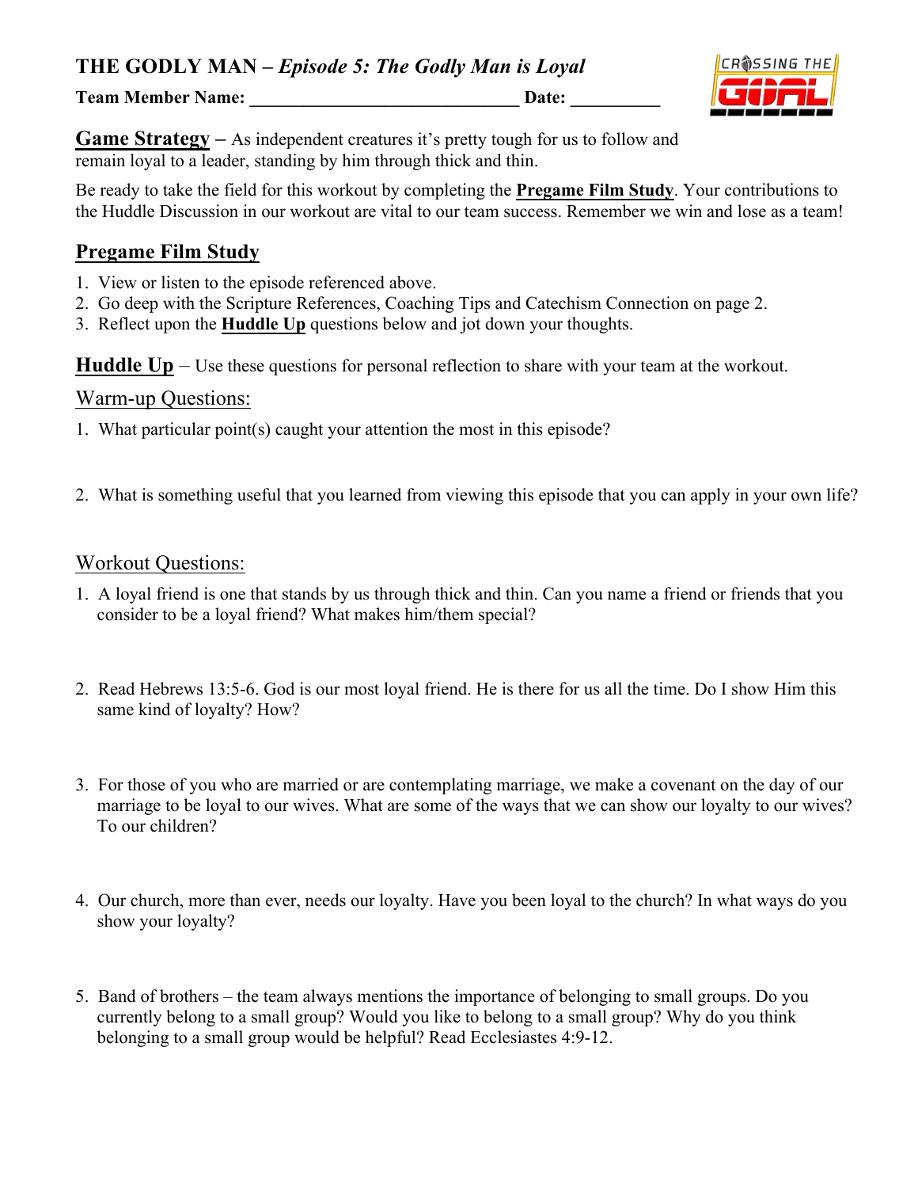# THE GODLY MAN – *Episode 5: The Godly Man is Loyal*

**Team Member Name: ______________________________ Date: __________**

**Game Strategy –** As independent creatures it's pretty tough for us to follow and remain loyal to a leader, standing by him through thick and thin.

Be ready to take the field for this workout by completing the **Pregame Film Study**. Your contributions to the Huddle Discussion in our workout are vital to our team success. Remember we win and lose as a team!

## Pregame Film Study

1. View or listen to the episode referenced above.
2. Go deep with the Scripture References, Coaching Tips and Catechism Connection on page 2.
3. Reflect upon the **Huddle Up** questions below and jot down your thoughts.

**Huddle Up** – Use these questions for personal reflection to share with your team at the workout.

### Warm-up Questions:

1. What particular point(s) caught your attention the most in this episode?

2. What is something useful that you learned from viewing this episode that you can apply in your own life?

### Workout Questions:

1. A loyal friend is one that stands by us through thick and thin. Can you name a friend or friends that you consider to be a loyal friend? What makes him/them special?

2. Read Hebrews 13:5-6. God is our most loyal friend. He is there for us all the time. Do I show Him this same kind of loyalty? How?

3. For those of you who are married or are contemplating marriage, we make a covenant on the day of our marriage to be loyal to our wives. What are some of the ways that we can show our loyalty to our wives? To our children?

4. Our church, more than ever, needs our loyalty. Have you been loyal to the church? In what ways do you show your loyalty?

5. Band of brothers – the team always mentions the importance of belonging to small groups. Do you currently belong to a small group? Would you like to belong to a small group? Why do you think belonging to a small group would be helpful? Read Ecclesiastes 4:9-12.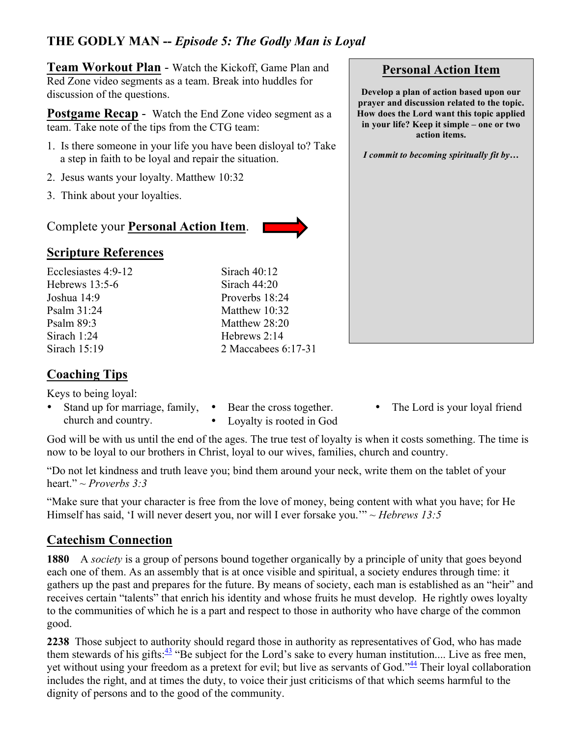## THE GODLY MAN -- *Episode 5: The Godly Man is Loyal*

**Team Workout Plan** - Watch the Kickoff, Game Plan and Red Zone video segments as a team. Break into huddles for discussion of the questions.

**Postgame Recap** - Watch the End Zone video segment as a team. Take note of the tips from the CTG team:

1. Is there someone in your life you have been disloyal to? Take a step in faith to be loyal and repair the situation.
2. Jesus wants your loyalty. Matthew 10:32
3. Think about your loyalties.

Complete your **Personal Action Item**.

### Personal Action Item

**Develop a plan of action based upon our prayer and discussion related to the topic. How does the Lord want this topic applied in your life? Keep it simple – one or two action items.**

***I commit to becoming spiritually fit by…***

### Scripture References

| | |
|---|---|
| Ecclesiastes 4:9-12 | Sirach 40:12 |
| Hebrews 13:5-6 | Sirach 44:20 |
| Joshua 14:9 | Proverbs 18:24 |
| Psalm 31:24 | Matthew 10:32 |
| Psalm 89:3 | Matthew 28:20 |
| Sirach 1:24 | Hebrews 2:14 |
| Sirach 15:19 | 2 Maccabees 6:17-31 |

### Coaching Tips

Keys to being loyal:

- Stand up for marriage, family, church and country.
- Bear the cross together.
- Loyalty is rooted in God
- The Lord is your loyal friend

God will be with us until the end of the ages. The true test of loyalty is when it costs something. The time is now to be loyal to our brothers in Christ, loyal to our wives, families, church and country.

"Do not let kindness and truth leave you; bind them around your neck, write them on the tablet of your heart." ~ *Proverbs 3:3*

"Make sure that your character is free from the love of money, being content with what you have; for He Himself has said, 'I will never desert you, nor will I ever forsake you.'" ~ *Hebrews 13:5*

### Catechism Connection

**1880** A *society* is a group of persons bound together organically by a principle of unity that goes beyond each one of them. As an assembly that is at once visible and spiritual, a society endures through time: it gathers up the past and prepares for the future. By means of society, each man is established as an "heir" and receives certain "talents" that enrich his identity and whose fruits he must develop. He rightly owes loyalty to the communities of which he is a part and respect to those in authority who have charge of the common good.

**2238** Those subject to authority should regard those in authority as representatives of God, who has made them stewards of his gifts:[43] "Be subject for the Lord's sake to every human institution.... Live as free men, yet without using your freedom as a pretext for evil; but live as servants of God."[44] Their loyal collaboration includes the right, and at times the duty, to voice their just criticisms of that which seems harmful to the dignity of persons and to the good of the community.